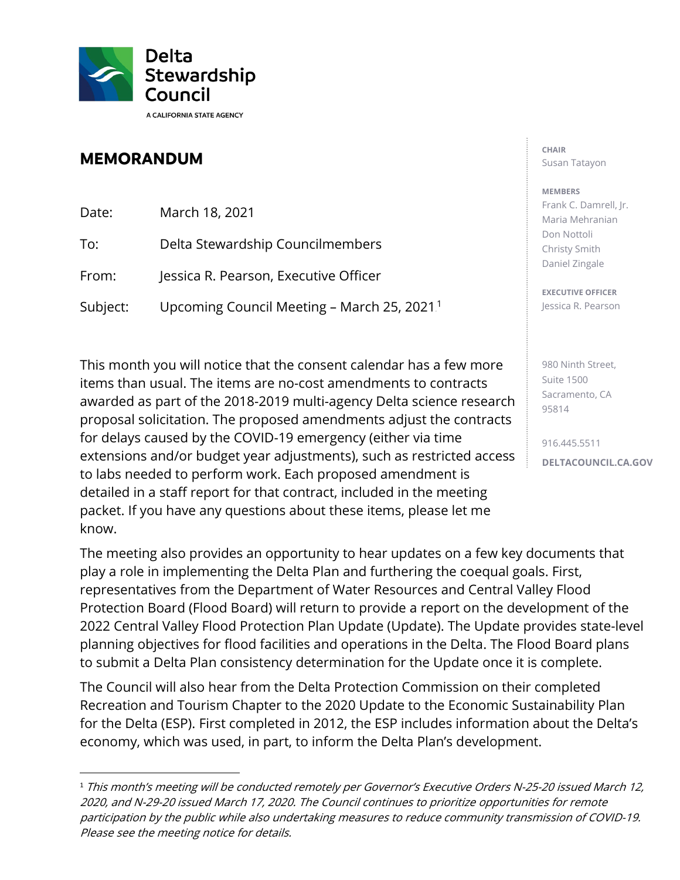Delta Stewardship Council

A CALIFORNIA STATE AGENCY

## MEMORANDUM

Date: March 18, 2021

To: Delta Stewardship Councilmembers

From: Jessica R. Pearson, Executive Officer

Subject: Upcoming Council Meeting – March 25, 2021[1]

CHAIR
Susan Tatayon

MEMBERS
Frank C. Damrell, Jr.
Maria Mehranian
Don Nottoli
Christy Smith
Daniel Zingale

EXECUTIVE OFFICER
Jessica R. Pearson

980 Ninth Street,
Suite 1500
Sacramento, CA
95814

916.445.5511

DELTACOUNCIL.CA.GOV

This month you will notice that the consent calendar has a few more items than usual. The items are no-cost amendments to contracts awarded as part of the 2018-2019 multi-agency Delta science research proposal solicitation. The proposed amendments adjust the contracts for delays caused by the COVID-19 emergency (either via time extensions and/or budget year adjustments), such as restricted access to labs needed to perform work. Each proposed amendment is detailed in a staff report for that contract, included in the meeting packet. If you have any questions about these items, please let me know.

The meeting also provides an opportunity to hear updates on a few key documents that play a role in implementing the Delta Plan and furthering the coequal goals. First, representatives from the Department of Water Resources and Central Valley Flood Protection Board (Flood Board) will return to provide a report on the development of the 2022 Central Valley Flood Protection Plan Update (Update). The Update provides state-level planning objectives for flood facilities and operations in the Delta. The Flood Board plans to submit a Delta Plan consistency determination for the Update once it is complete.

The Council will also hear from the Delta Protection Commission on their completed Recreation and Tourism Chapter to the 2020 Update to the Economic Sustainability Plan for the Delta (ESP). First completed in 2012, the ESP includes information about the Delta's economy, which was used, in part, to inform the Delta Plan's development.

---

[1] *This month's meeting will be conducted remotely per Governor's Executive Orders N-25-20 issued March 12, 2020, and N-29-20 issued March 17, 2020. The Council continues to prioritize opportunities for remote participation by the public while also undertaking measures to reduce community transmission of COVID-19. Please see the meeting notice for details.*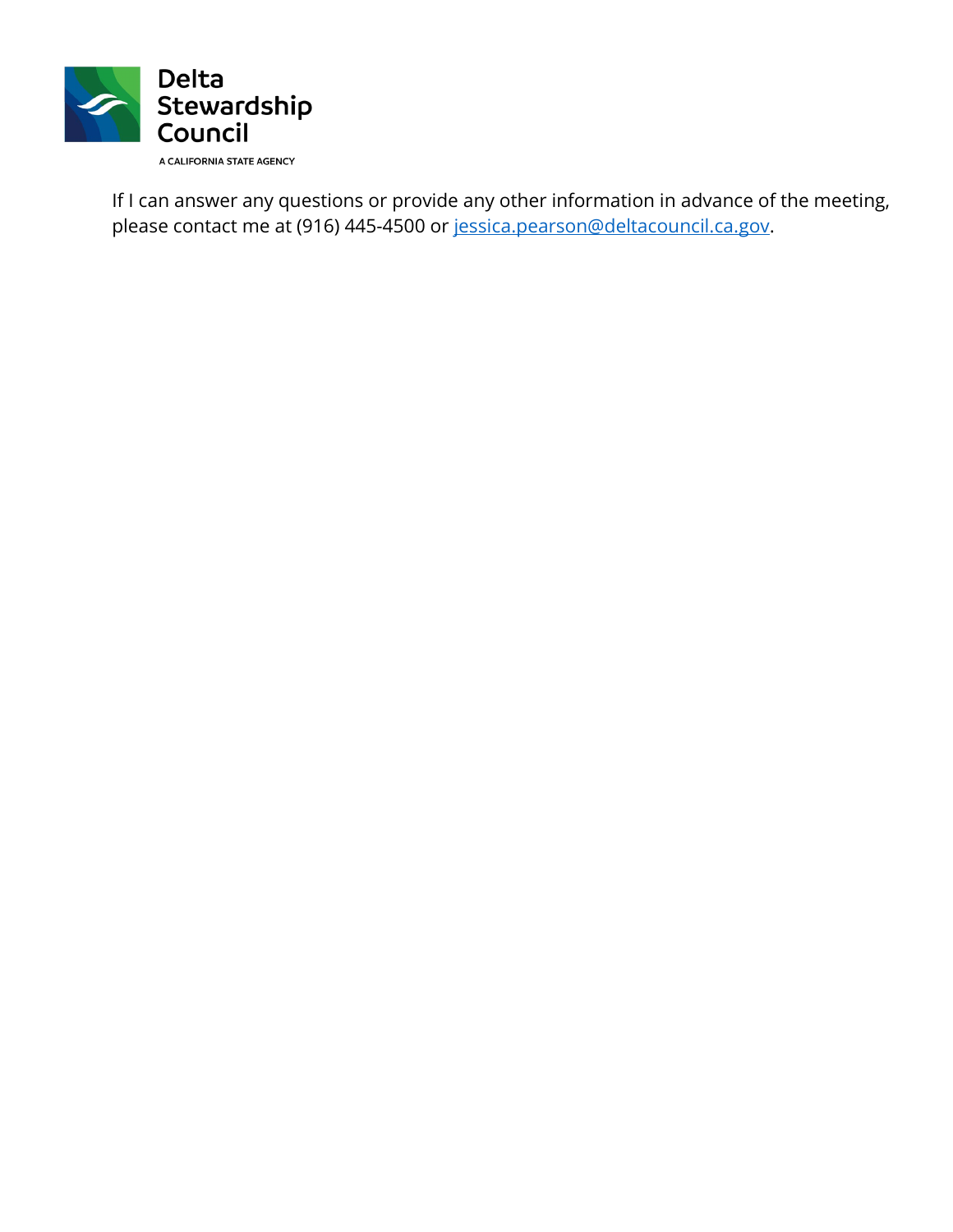If I can answer any questions or provide any other information in advance of the meeting, please contact me at (916) 445-4500 or jessica.pearson@deltacouncil.ca.gov.